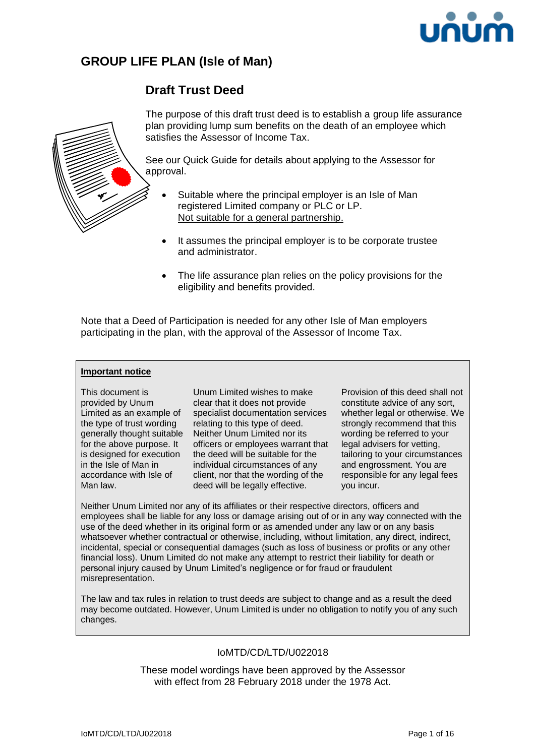# GROUP LIFE PLAN (Isle of Man)

## Draft Trust Deed

The purpose of this draft trust deed is to establish a group life assurance plan providing lump sum benefits on the death of an employee which satisfies the Assessor of Income Tax.

See our Quick Guide for details about applying to the Assessor for approval.

- Suitable where the principal employer is an Isle of Man registered Limited company or PLC or LP.
  Not suitable for a general partnership.
- It assumes the principal employer is to be corporate trustee and administrator.
- The life assurance plan relies on the policy provisions for the eligibility and benefits provided.

Note that a Deed of Participation is needed for any other Isle of Man employers participating in the plan, with the approval of the Assessor of Income Tax.

**Important notice**

This document is provided by Unum Limited as an example of the type of trust wording generally thought suitable for the above purpose. It is designed for execution in the Isle of Man in accordance with Isle of Man law.

Unum Limited wishes to make clear that it does not provide specialist documentation services relating to this type of deed. Neither Unum Limited nor its officers or employees warrant that the deed will be suitable for the individual circumstances of any client, nor that the wording of the deed will be legally effective.

Provision of this deed shall not constitute advice of any sort, whether legal or otherwise. We strongly recommend that this wording be referred to your legal advisers for vetting, tailoring to your circumstances and engrossment. You are responsible for any legal fees you incur.

Neither Unum Limited nor any of its affiliates or their respective directors, officers and employees shall be liable for any loss or damage arising out of or in any way connected with the use of the deed whether in its original form or as amended under any law or on any basis whatsoever whether contractual or otherwise, including, without limitation, any direct, indirect, incidental, special or consequential damages (such as loss of business or profits or any other financial loss). Unum Limited do not make any attempt to restrict their liability for death or personal injury caused by Unum Limited's negligence or for fraud or fraudulent misrepresentation.

The law and tax rules in relation to trust deeds are subject to change and as a result the deed may become outdated. However, Unum Limited is under no obligation to notify you of any such changes.

IoMTD/CD/LTD/U022018

These model wordings have been approved by the Assessor with effect from 28 February 2018 under the 1978 Act.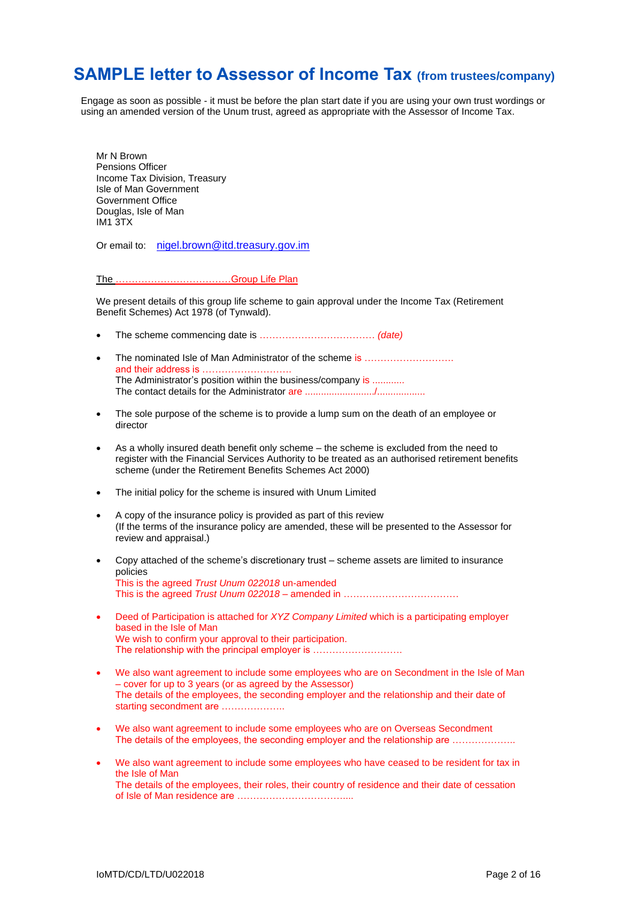# SAMPLE letter to Assessor of Income Tax (from trustees/company)

Engage as soon as possible - it must be before the plan start date if you are using your own trust wordings or using an amended version of the Unum trust, agreed as appropriate with the Assessor of Income Tax.

Mr N Brown
Pensions Officer
Income Tax Division, Treasury
Isle of Man Government
Government Office
Douglas, Isle of Man
IM1 3TX

Or email to: nigel.brown@itd.treasury.gov.im

The ………………………………Group Life Plan

We present details of this group life scheme to gain approval under the Income Tax (Retirement Benefit Schemes) Act 1978 (of Tynwald).

- The scheme commencing date is ……………………………… *(date)*
- The nominated Isle of Man Administrator of the scheme is ………………………. and their address is ……………………….
  The Administrator's position within the business/company is ...........
  The contact details for the Administrator are ........................./.................
- The sole purpose of the scheme is to provide a lump sum on the death of an employee or director
- As a wholly insured death benefit only scheme – the scheme is excluded from the need to register with the Financial Services Authority to be treated as an authorised retirement benefits scheme (under the Retirement Benefits Schemes Act 2000)
- The initial policy for the scheme is insured with Unum Limited
- A copy of the insurance policy is provided as part of this review
  (If the terms of the insurance policy are amended, these will be presented to the Assessor for review and appraisal.)
- Copy attached of the scheme's discretionary trust – scheme assets are limited to insurance policies
  This is the agreed *Trust Unum 022018* un-amended
  This is the agreed *Trust Unum 022018* – amended in ………………………………
- Deed of Participation is attached for *XYZ Company Limited* which is a participating employer based in the Isle of Man
  We wish to confirm your approval to their participation.
  The relationship with the principal employer is ……………………….
- We also want agreement to include some employees who are on Secondment in the Isle of Man – cover for up to 3 years (or as agreed by the Assessor)
  The details of the employees, the seconding employer and the relationship and their date of starting secondment are ………………..
- We also want agreement to include some employees who are on Overseas Secondment
  The details of the employees, the seconding employer and the relationship are ………………..
- We also want agreement to include some employees who have ceased to be resident for tax in the Isle of Man
  The details of the employees, their roles, their country of residence and their date of cessation of Isle of Man residence are ………………………………...

IoMTD/CD/LTD/U022018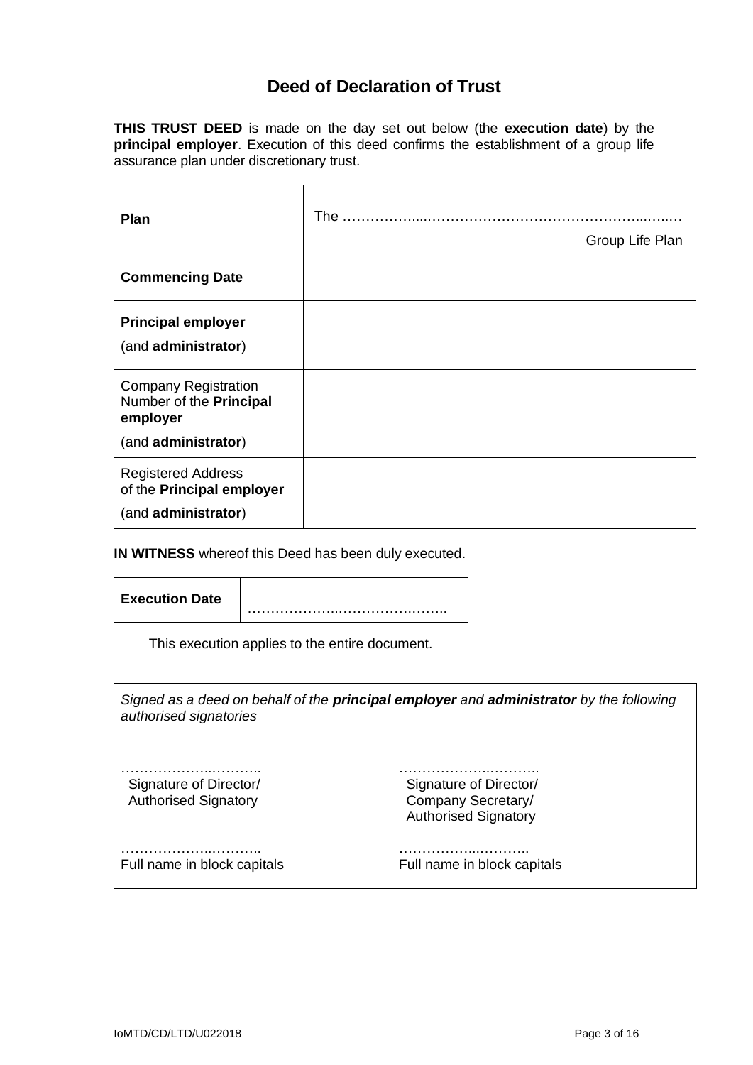# Deed of Declaration of Trust

**THIS TRUST DEED** is made on the day set out below (the **execution date**) by the **principal employer**. Execution of this deed confirms the establishment of a group life assurance plan under discretionary trust.

| | |
|---|---|
| **Plan** | The ……………....…………………………………………..…..… Group Life Plan |
| **Commencing Date** | |
| **Principal employer** (and **administrator**) | |
| Company Registration Number of the **Principal employer** (and **administrator**) | |
| Registered Address of the **Principal employer** (and **administrator**) | |

**IN WITNESS** whereof this Deed has been duly executed.

| | |
|---|---|
| **Execution Date** | ………………..…………….…….. |
| This execution applies to the entire document. | |

| *Signed as a deed on behalf of the **principal employer** and **administrator** by the following authorised signatories* | |
|---|---|
| ……………….....……….. Signature of Director/ Authorised Signatory | ……………….....……….. Signature of Director/ Company Secretary/ Authorised Signatory |
| ……………….....……….. Full name in block capitals | ……………....……….. Full name in block capitals |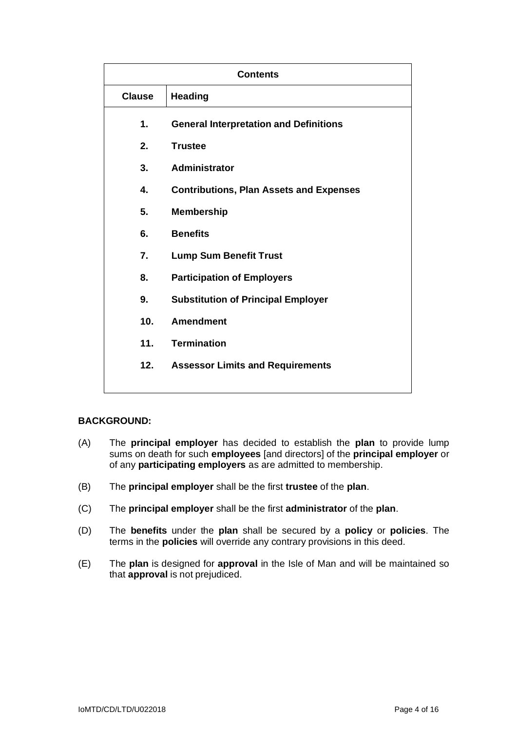| Contents | |
|---|---|
| **Clause** | **Heading** |
| **1.** | **General Interpretation and Definitions** |
| **2.** | **Trustee** |
| **3.** | **Administrator** |
| **4.** | **Contributions, Plan Assets and Expenses** |
| **5.** | **Membership** |
| **6.** | **Benefits** |
| **7.** | **Lump Sum Benefit Trust** |
| **8.** | **Participation of Employers** |
| **9.** | **Substitution of Principal Employer** |
| **10.** | **Amendment** |
| **11.** | **Termination** |
| **12.** | **Assessor Limits and Requirements** |

**BACKGROUND:**

(A) The **principal employer** has decided to establish the **plan** to provide lump sums on death for such **employees** [and directors] of the **principal employer** or of any **participating employers** as are admitted to membership.

(B) The **principal employer** shall be the first **trustee** of the **plan**.

(C) The **principal employer** shall be the first **administrator** of the **plan**.

(D) The **benefits** under the **plan** shall be secured by a **policy** or **policies**. The terms in the **policies** will override any contrary provisions in this deed.

(E) The **plan** is designed for **approval** in the Isle of Man and will be maintained so that **approval** is not prejudiced.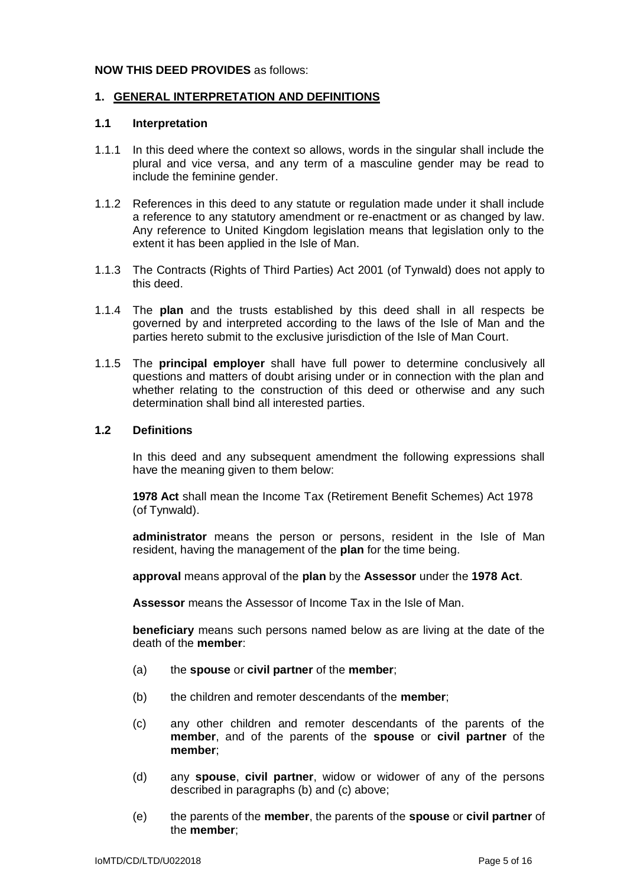**NOW THIS DEED PROVIDES** as follows:

## 1. GENERAL INTERPRETATION AND DEFINITIONS

### 1.1 Interpretation

1.1.1 In this deed where the context so allows, words in the singular shall include the plural and vice versa, and any term of a masculine gender may be read to include the feminine gender.

1.1.2 References in this deed to any statute or regulation made under it shall include a reference to any statutory amendment or re-enactment or as changed by law. Any reference to United Kingdom legislation means that legislation only to the extent it has been applied in the Isle of Man.

1.1.3 The Contracts (Rights of Third Parties) Act 2001 (of Tynwald) does not apply to this deed.

1.1.4 The **plan** and the trusts established by this deed shall in all respects be governed by and interpreted according to the laws of the Isle of Man and the parties hereto submit to the exclusive jurisdiction of the Isle of Man Court.

1.1.5 The **principal employer** shall have full power to determine conclusively all questions and matters of doubt arising under or in connection with the plan and whether relating to the construction of this deed or otherwise and any such determination shall bind all interested parties.

### 1.2 Definitions

In this deed and any subsequent amendment the following expressions shall have the meaning given to them below:

**1978 Act** shall mean the Income Tax (Retirement Benefit Schemes) Act 1978 (of Tynwald).

**administrator** means the person or persons, resident in the Isle of Man resident, having the management of the **plan** for the time being.

**approval** means approval of the **plan** by the **Assessor** under the **1978 Act**.

**Assessor** means the Assessor of Income Tax in the Isle of Man.

**beneficiary** means such persons named below as are living at the date of the death of the **member**:

(a) the **spouse** or **civil partner** of the **member**;

(b) the children and remoter descendants of the **member**;

(c) any other children and remoter descendants of the parents of the **member**, and of the parents of the **spouse** or **civil partner** of the **member**;

(d) any **spouse**, **civil partner**, widow or widower of any of the persons described in paragraphs (b) and (c) above;

(e) the parents of the **member**, the parents of the **spouse** or **civil partner** of the **member**;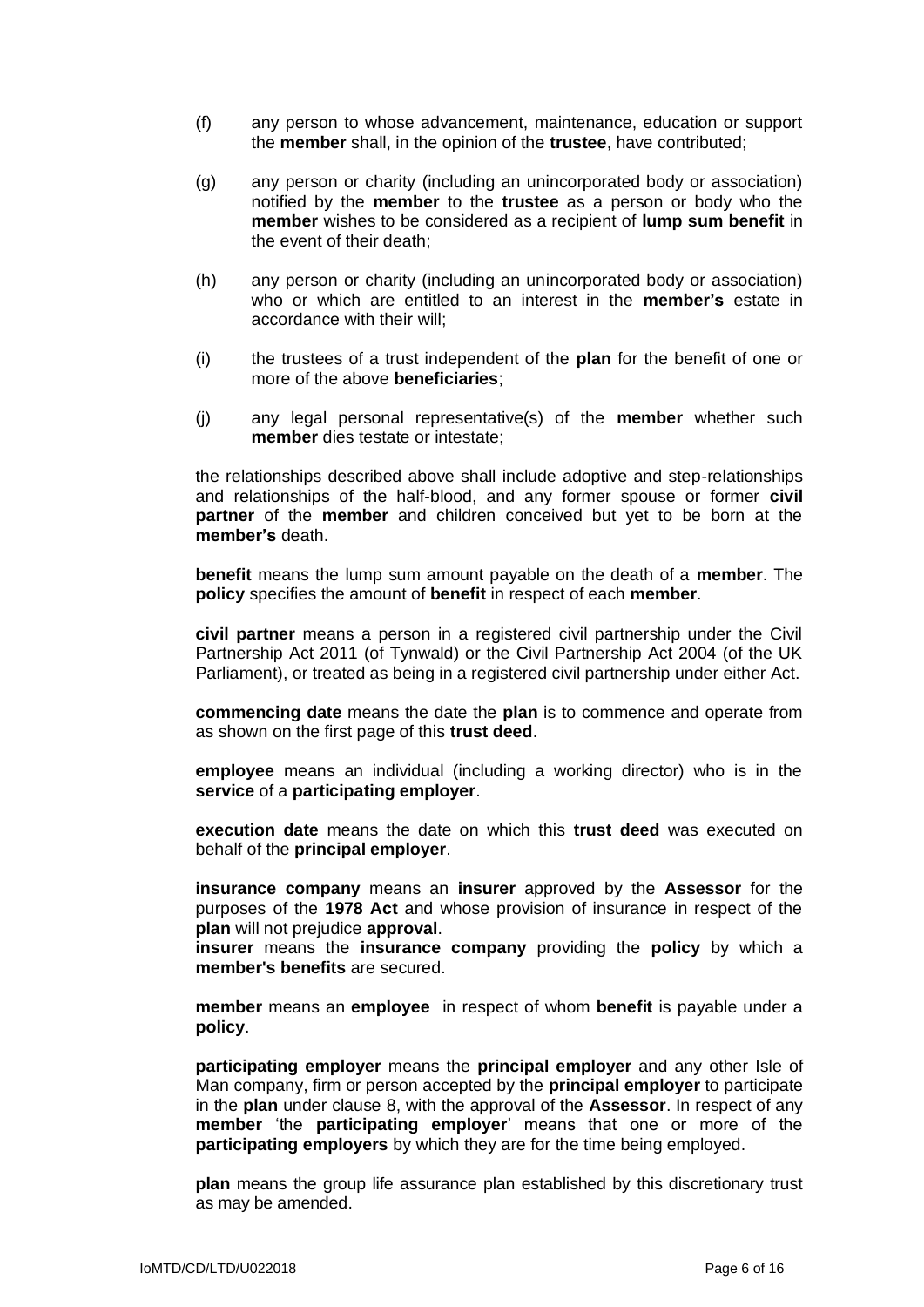(f) any person to whose advancement, maintenance, education or support the **member** shall, in the opinion of the **trustee**, have contributed;

(g) any person or charity (including an unincorporated body or association) notified by the **member** to the **trustee** as a person or body who the **member** wishes to be considered as a recipient of **lump sum benefit** in the event of their death;

(h) any person or charity (including an unincorporated body or association) who or which are entitled to an interest in the **member's** estate in accordance with their will;

(i) the trustees of a trust independent of the **plan** for the benefit of one or more of the above **beneficiaries**;

(j) any legal personal representative(s) of the **member** whether such **member** dies testate or intestate;

the relationships described above shall include adoptive and step-relationships and relationships of the half-blood, and any former spouse or former **civil partner** of the **member** and children conceived but yet to be born at the **member's** death.

**benefit** means the lump sum amount payable on the death of a **member**. The **policy** specifies the amount of **benefit** in respect of each **member**.

**civil partner** means a person in a registered civil partnership under the Civil Partnership Act 2011 (of Tynwald) or the Civil Partnership Act 2004 (of the UK Parliament), or treated as being in a registered civil partnership under either Act.

**commencing date** means the date the **plan** is to commence and operate from as shown on the first page of this **trust deed**.

**employee** means an individual (including a working director) who is in the **service** of a **participating employer**.

**execution date** means the date on which this **trust deed** was executed on behalf of the **principal employer**.

**insurance company** means an **insurer** approved by the **Assessor** for the purposes of the **1978 Act** and whose provision of insurance in respect of the **plan** will not prejudice **approval**.

**insurer** means the **insurance company** providing the **policy** by which a **member's benefits** are secured.

**member** means an **employee** in respect of whom **benefit** is payable under a **policy**.

**participating employer** means the **principal employer** and any other Isle of Man company, firm or person accepted by the **principal employer** to participate in the **plan** under clause 8, with the approval of the **Assessor**. In respect of any **member** 'the **participating employer**' means that one or more of the **participating employers** by which they are for the time being employed.

**plan** means the group life assurance plan established by this discretionary trust as may be amended.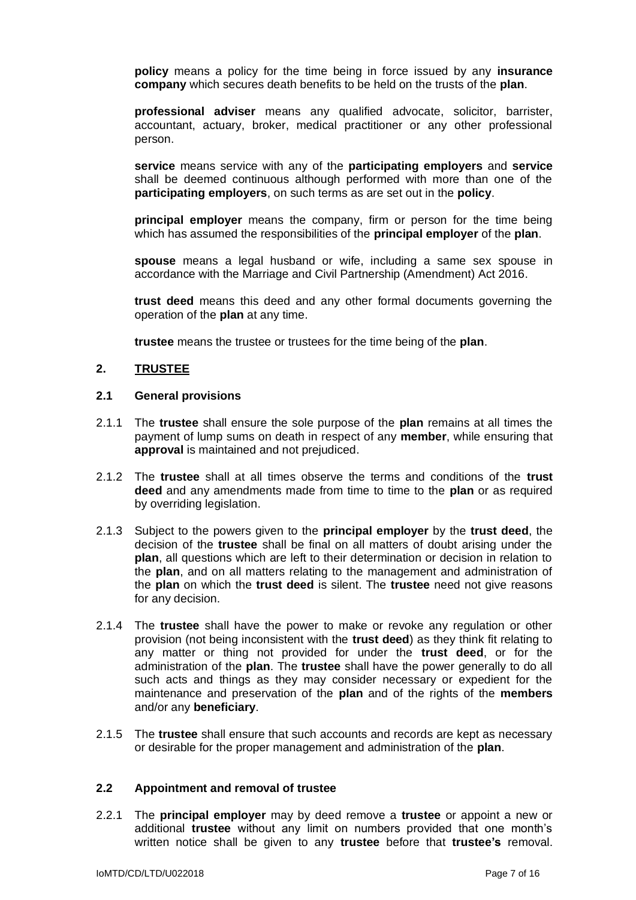**policy** means a policy for the time being in force issued by any **insurance company** which secures death benefits to be held on the trusts of the **plan**.

**professional adviser** means any qualified advocate, solicitor, barrister, accountant, actuary, broker, medical practitioner or any other professional person.

**service** means service with any of the **participating employers** and **service** shall be deemed continuous although performed with more than one of the **participating employers**, on such terms as are set out in the **policy**.

**principal employer** means the company, firm or person for the time being which has assumed the responsibilities of the **principal employer** of the **plan**.

**spouse** means a legal husband or wife, including a same sex spouse in accordance with the Marriage and Civil Partnership (Amendment) Act 2016.

**trust deed** means this deed and any other formal documents governing the operation of the **plan** at any time.

**trustee** means the trustee or trustees for the time being of the **plan**.

## 2. <u>TRUSTEE</u>

### 2.1 General provisions

2.1.1 The **trustee** shall ensure the sole purpose of the **plan** remains at all times the payment of lump sums on death in respect of any **member**, while ensuring that **approval** is maintained and not prejudiced.

2.1.2 The **trustee** shall at all times observe the terms and conditions of the **trust deed** and any amendments made from time to time to the **plan** or as required by overriding legislation.

2.1.3 Subject to the powers given to the **principal employer** by the **trust deed**, the decision of the **trustee** shall be final on all matters of doubt arising under the **plan**, all questions which are left to their determination or decision in relation to the **plan**, and on all matters relating to the management and administration of the **plan** on which the **trust deed** is silent. The **trustee** need not give reasons for any decision.

2.1.4 The **trustee** shall have the power to make or revoke any regulation or other provision (not being inconsistent with the **trust deed**) as they think fit relating to any matter or thing not provided for under the **trust deed**, or for the administration of the **plan**. The **trustee** shall have the power generally to do all such acts and things as they may consider necessary or expedient for the maintenance and preservation of the **plan** and of the rights of the **members** and/or any **beneficiary**.

2.1.5 The **trustee** shall ensure that such accounts and records are kept as necessary or desirable for the proper management and administration of the **plan**.

### 2.2 Appointment and removal of trustee

2.2.1 The **principal employer** may by deed remove a **trustee** or appoint a new or additional **trustee** without any limit on numbers provided that one month's written notice shall be given to any **trustee** before that **trustee's** removal.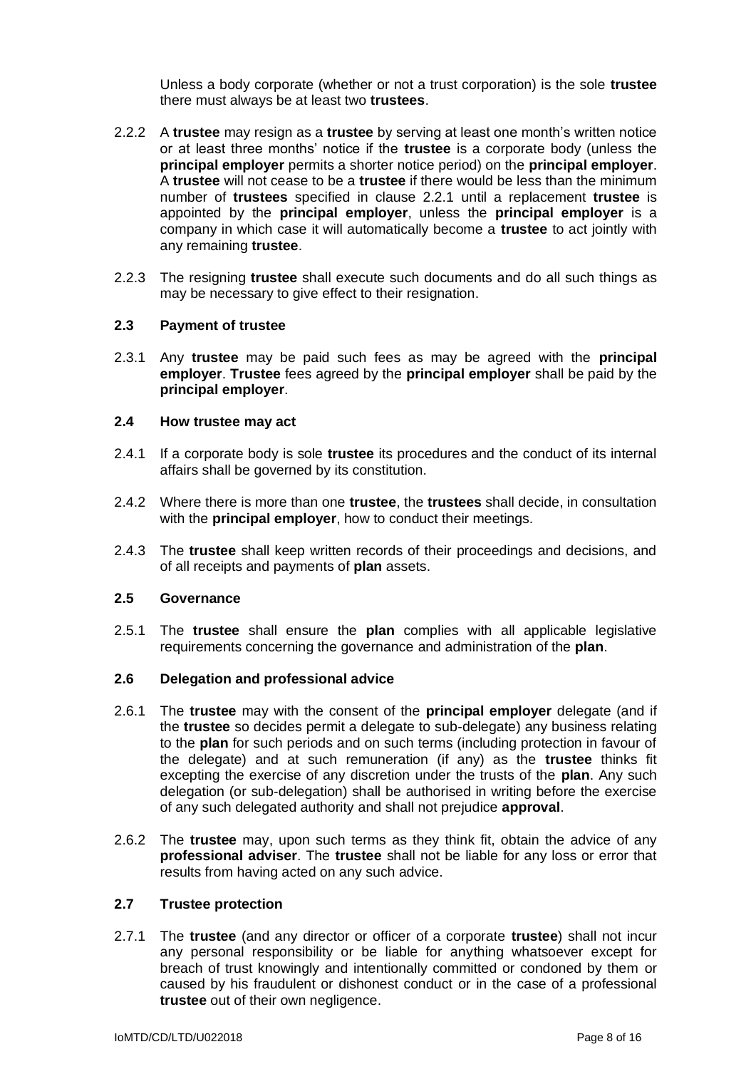Unless a body corporate (whether or not a trust corporation) is the sole **trustee** there must always be at least two **trustees**.

2.2.2 A **trustee** may resign as a **trustee** by serving at least one month's written notice or at least three months' notice if the **trustee** is a corporate body (unless the **principal employer** permits a shorter notice period) on the **principal employer**. A **trustee** will not cease to be a **trustee** if there would be less than the minimum number of **trustees** specified in clause 2.2.1 until a replacement **trustee** is appointed by the **principal employer**, unless the **principal employer** is a company in which case it will automatically become a **trustee** to act jointly with any remaining **trustee**.

2.2.3 The resigning **trustee** shall execute such documents and do all such things as may be necessary to give effect to their resignation.

### 2.3 Payment of trustee

2.3.1 Any **trustee** may be paid such fees as may be agreed with the **principal employer**. **Trustee** fees agreed by the **principal employer** shall be paid by the **principal employer**.

### 2.4 How trustee may act

2.4.1 If a corporate body is sole **trustee** its procedures and the conduct of its internal affairs shall be governed by its constitution.

2.4.2 Where there is more than one **trustee**, the **trustees** shall decide, in consultation with the **principal employer**, how to conduct their meetings.

2.4.3 The **trustee** shall keep written records of their proceedings and decisions, and of all receipts and payments of **plan** assets.

### 2.5 Governance

2.5.1 The **trustee** shall ensure the **plan** complies with all applicable legislative requirements concerning the governance and administration of the **plan**.

### 2.6 Delegation and professional advice

2.6.1 The **trustee** may with the consent of the **principal employer** delegate (and if the **trustee** so decides permit a delegate to sub-delegate) any business relating to the **plan** for such periods and on such terms (including protection in favour of the delegate) and at such remuneration (if any) as the **trustee** thinks fit excepting the exercise of any discretion under the trusts of the **plan**. Any such delegation (or sub-delegation) shall be authorised in writing before the exercise of any such delegated authority and shall not prejudice **approval**.

2.6.2 The **trustee** may, upon such terms as they think fit, obtain the advice of any **professional adviser**. The **trustee** shall not be liable for any loss or error that results from having acted on any such advice.

### 2.7 Trustee protection

2.7.1 The **trustee** (and any director or officer of a corporate **trustee**) shall not incur any personal responsibility or be liable for anything whatsoever except for breach of trust knowingly and intentionally committed or condoned by them or caused by his fraudulent or dishonest conduct or in the case of a professional **trustee** out of their own negligence.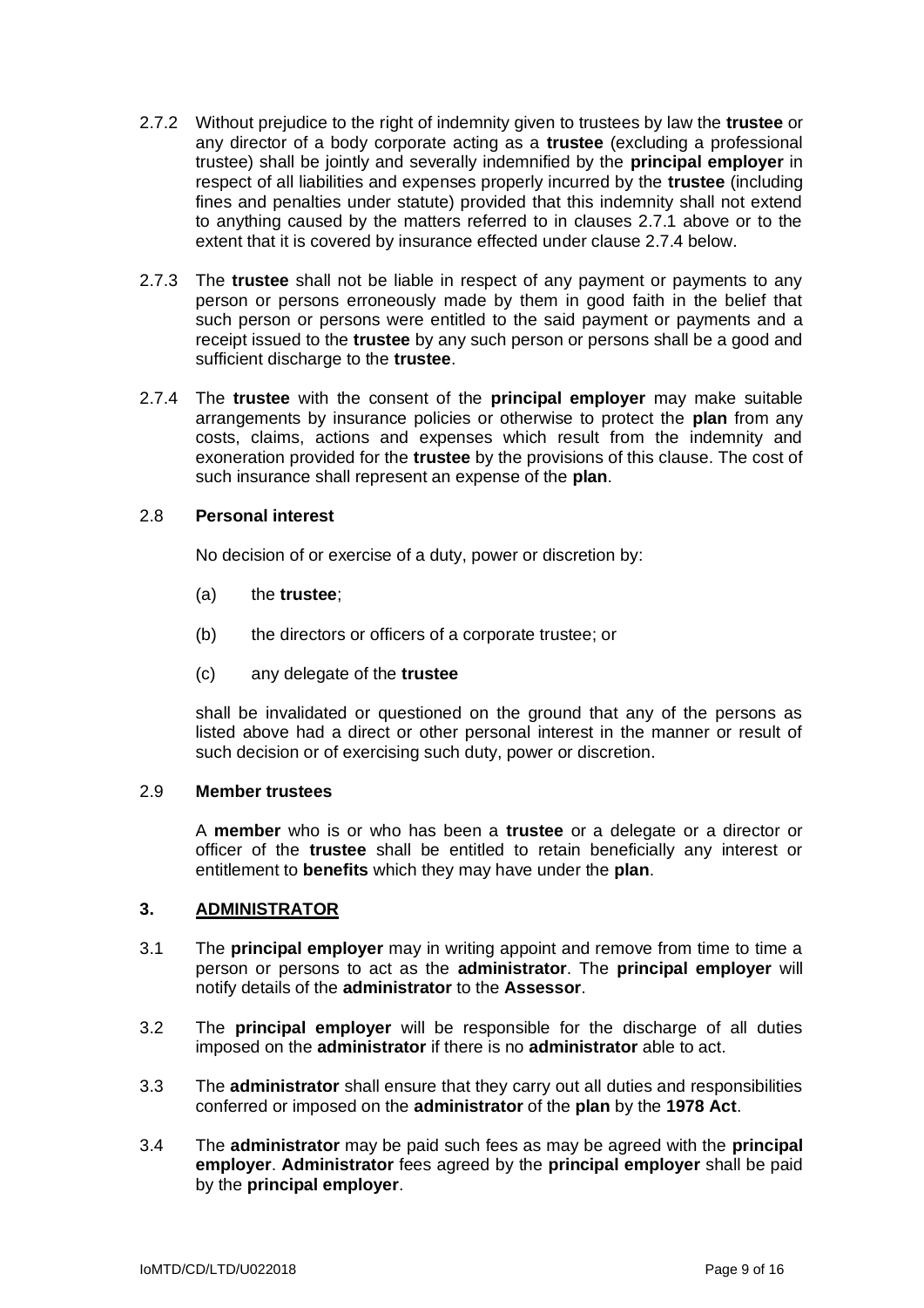2.7.2 Without prejudice to the right of indemnity given to trustees by law the **trustee** or any director of a body corporate acting as a **trustee** (excluding a professional trustee) shall be jointly and severally indemnified by the **principal employer** in respect of all liabilities and expenses properly incurred by the **trustee** (including fines and penalties under statute) provided that this indemnity shall not extend to anything caused by the matters referred to in clauses 2.7.1 above or to the extent that it is covered by insurance effected under clause 2.7.4 below.

2.7.3 The **trustee** shall not be liable in respect of any payment or payments to any person or persons erroneously made by them in good faith in the belief that such person or persons were entitled to the said payment or payments and a receipt issued to the **trustee** by any such person or persons shall be a good and sufficient discharge to the **trustee**.

2.7.4 The **trustee** with the consent of the **principal employer** may make suitable arrangements by insurance policies or otherwise to protect the **plan** from any costs, claims, actions and expenses which result from the indemnity and exoneration provided for the **trustee** by the provisions of this clause. The cost of such insurance shall represent an expense of the **plan**.

2.8 **Personal interest**

No decision of or exercise of a duty, power or discretion by:

(a) the **trustee**;

(b) the directors or officers of a corporate trustee; or

(c) any delegate of the **trustee**

shall be invalidated or questioned on the ground that any of the persons as listed above had a direct or other personal interest in the manner or result of such decision or of exercising such duty, power or discretion.

2.9 **Member trustees**

A **member** who is or who has been a **trustee** or a delegate or a director or officer of the **trustee** shall be entitled to retain beneficially any interest or entitlement to **benefits** which they may have under the **plan**.

## 3. ADMINISTRATOR

3.1 The **principal employer** may in writing appoint and remove from time to time a person or persons to act as the **administrator**. The **principal employer** will notify details of the **administrator** to the **Assessor**.

3.2 The **principal employer** will be responsible for the discharge of all duties imposed on the **administrator** if there is no **administrator** able to act.

3.3 The **administrator** shall ensure that they carry out all duties and responsibilities conferred or imposed on the **administrator** of the **plan** by the **1978 Act**.

3.4 The **administrator** may be paid such fees as may be agreed with the **principal employer**. **Administrator** fees agreed by the **principal employer** shall be paid by the **principal employer**.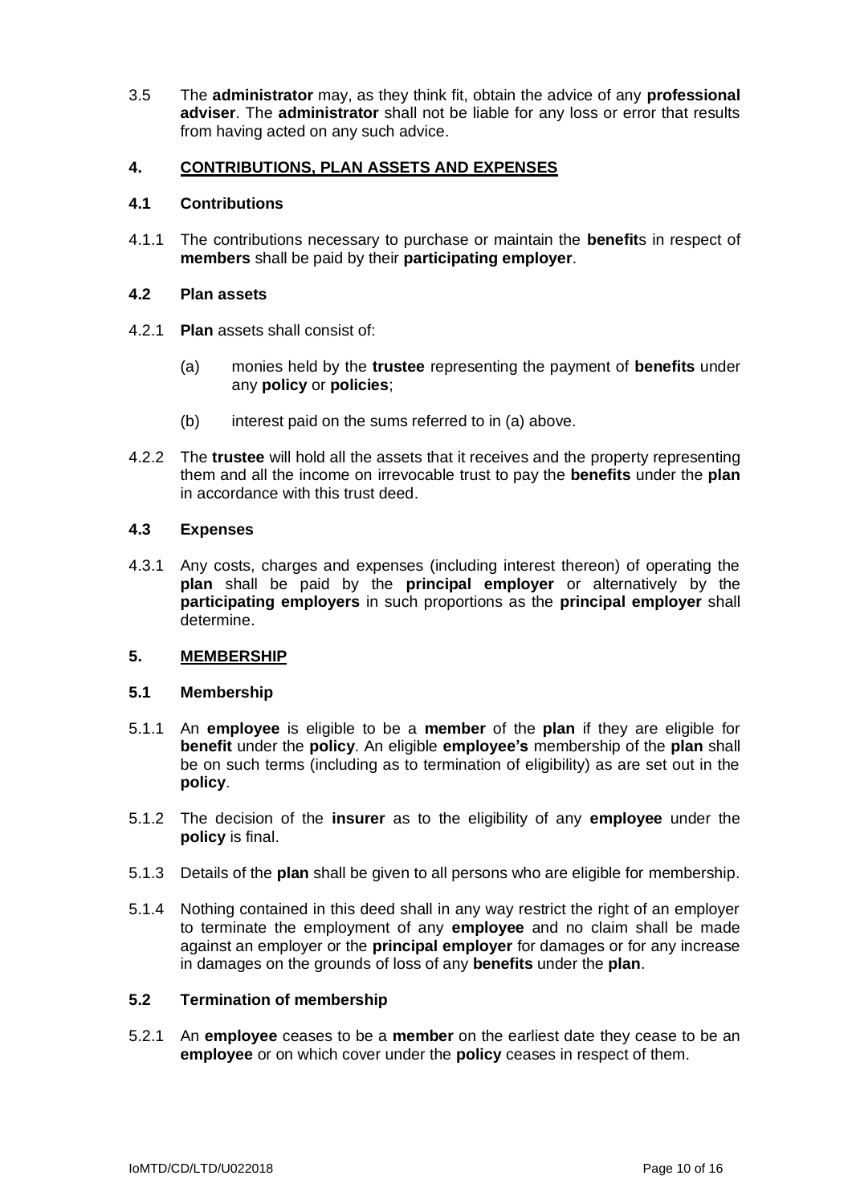3.5 The **administrator** may, as they think fit, obtain the advice of any **professional adviser**. The **administrator** shall not be liable for any loss or error that results from having acted on any such advice.

## 4. CONTRIBUTIONS, PLAN ASSETS AND EXPENSES

### 4.1 Contributions

4.1.1 The contributions necessary to purchase or maintain the **benefit**s in respect of **members** shall be paid by their **participating employer**.

### 4.2 Plan assets

4.2.1 **Plan** assets shall consist of:

(a) monies held by the **trustee** representing the payment of **benefits** under any **policy** or **policies**;

(b) interest paid on the sums referred to in (a) above.

4.2.2 The **trustee** will hold all the assets that it receives and the property representing them and all the income on irrevocable trust to pay the **benefits** under the **plan** in accordance with this trust deed.

### 4.3 Expenses

4.3.1 Any costs, charges and expenses (including interest thereon) of operating the **plan** shall be paid by the **principal employer** or alternatively by the **participating employers** in such proportions as the **principal employer** shall determine.

## 5. MEMBERSHIP

### 5.1 Membership

5.1.1 An **employee** is eligible to be a **member** of the **plan** if they are eligible for **benefit** under the **policy**. An eligible **employee's** membership of the **plan** shall be on such terms (including as to termination of eligibility) as are set out in the **policy**.

5.1.2 The decision of the **insurer** as to the eligibility of any **employee** under the **policy** is final.

5.1.3 Details of the **plan** shall be given to all persons who are eligible for membership.

5.1.4 Nothing contained in this deed shall in any way restrict the right of an employer to terminate the employment of any **employee** and no claim shall be made against an employer or the **principal employer** for damages or for any increase in damages on the grounds of loss of any **benefits** under the **plan**.

### 5.2 Termination of membership

5.2.1 An **employee** ceases to be a **member** on the earliest date they cease to be an **employee** or on which cover under the **policy** ceases in respect of them.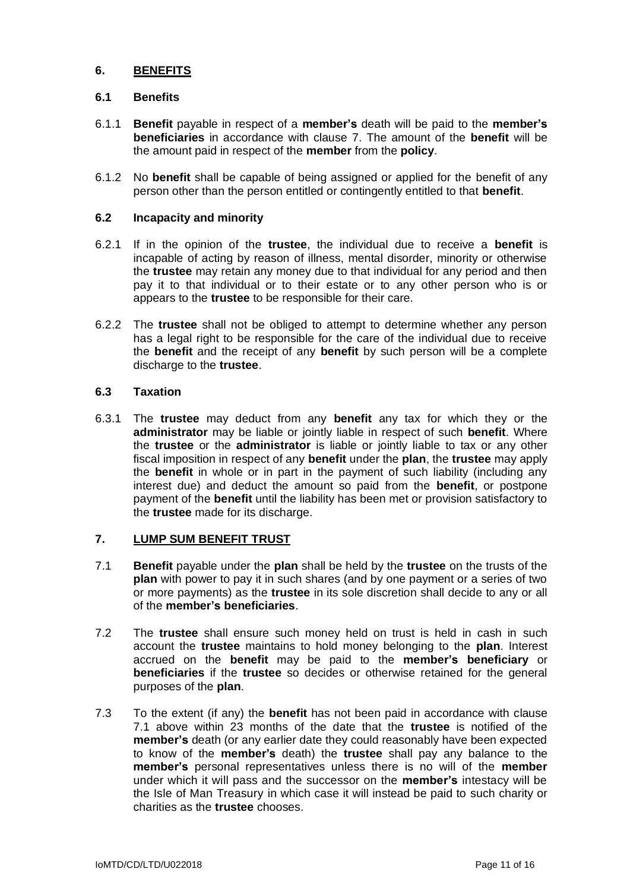## 6. <u>BENEFITS</u>

### 6.1 Benefits

6.1.1 **Benefit** payable in respect of a **member's** death will be paid to the **member's beneficiaries** in accordance with clause 7. The amount of the **benefit** will be the amount paid in respect of the **member** from the **policy**.

6.1.2 No **benefit** shall be capable of being assigned or applied for the benefit of any person other than the person entitled or contingently entitled to that **benefit**.

### 6.2 Incapacity and minority

6.2.1 If in the opinion of the **trustee**, the individual due to receive a **benefit** is incapable of acting by reason of illness, mental disorder, minority or otherwise the **trustee** may retain any money due to that individual for any period and then pay it to that individual or to their estate or to any other person who is or appears to the **trustee** to be responsible for their care.

6.2.2 The **trustee** shall not be obliged to attempt to determine whether any person has a legal right to be responsible for the care of the individual due to receive the **benefit** and the receipt of any **benefit** by such person will be a complete discharge to the **trustee**.

### 6.3 Taxation

6.3.1 The **trustee** may deduct from any **benefit** any tax for which they or the **administrator** may be liable or jointly liable in respect of such **benefit**. Where the **trustee** or the **administrator** is liable or jointly liable to tax or any other fiscal imposition in respect of any **benefit** under the **plan**, the **trustee** may apply the **benefit** in whole or in part in the payment of such liability (including any interest due) and deduct the amount so paid from the **benefit**, or postpone payment of the **benefit** until the liability has been met or provision satisfactory to the **trustee** made for its discharge.

## 7. <u>LUMP SUM BENEFIT TRUST</u>

7.1 **Benefit** payable under the **plan** shall be held by the **trustee** on the trusts of the **plan** with power to pay it in such shares (and by one payment or a series of two or more payments) as the **trustee** in its sole discretion shall decide to any or all of the **member's beneficiaries**.

7.2 The **trustee** shall ensure such money held on trust is held in cash in such account the **trustee** maintains to hold money belonging to the **plan**. Interest accrued on the **benefit** may be paid to the **member's beneficiary** or **beneficiaries** if the **trustee** so decides or otherwise retained for the general purposes of the **plan**.

7.3 To the extent (if any) the **benefit** has not been paid in accordance with clause 7.1 above within 23 months of the date that the **trustee** is notified of the **member's** death (or any earlier date they could reasonably have been expected to know of the **member's** death) the **trustee** shall pay any balance to the **member's** personal representatives unless there is no will of the **member** under which it will pass and the successor on the **member's** intestacy will be the Isle of Man Treasury in which case it will instead be paid to such charity or charities as the **trustee** chooses.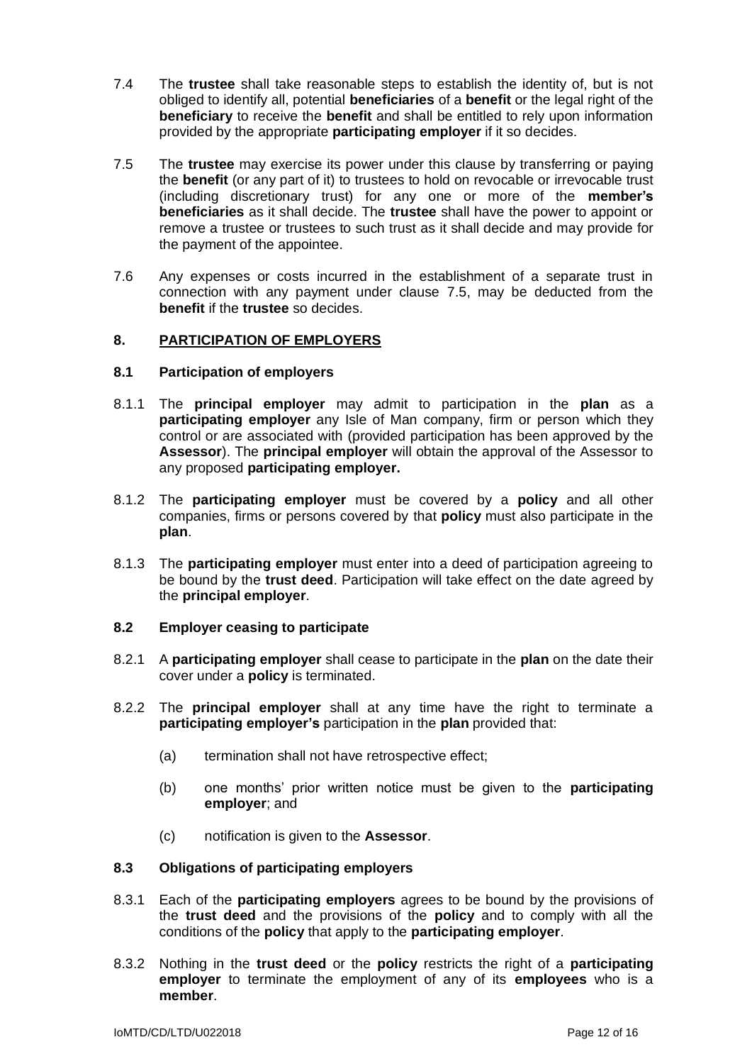7.4 The **trustee** shall take reasonable steps to establish the identity of, but is not obliged to identify all, potential **beneficiaries** of a **benefit** or the legal right of the **beneficiary** to receive the **benefit** and shall be entitled to rely upon information provided by the appropriate **participating employer** if it so decides.

7.5 The **trustee** may exercise its power under this clause by transferring or paying the **benefit** (or any part of it) to trustees to hold on revocable or irrevocable trust (including discretionary trust) for any one or more of the **member's beneficiaries** as it shall decide. The **trustee** shall have the power to appoint or remove a trustee or trustees to such trust as it shall decide and may provide for the payment of the appointee.

7.6 Any expenses or costs incurred in the establishment of a separate trust in connection with any payment under clause 7.5, may be deducted from the **benefit** if the **trustee** so decides.

## 8. PARTICIPATION OF EMPLOYERS

### 8.1 Participation of employers

8.1.1 The **principal employer** may admit to participation in the **plan** as a **participating employer** any Isle of Man company, firm or person which they control or are associated with (provided participation has been approved by the **Assessor**). The **principal employer** will obtain the approval of the Assessor to any proposed **participating employer.**

8.1.2 The **participating employer** must be covered by a **policy** and all other companies, firms or persons covered by that **policy** must also participate in the **plan**.

8.1.3 The **participating employer** must enter into a deed of participation agreeing to be bound by the **trust deed**. Participation will take effect on the date agreed by the **principal employer**.

### 8.2 Employer ceasing to participate

8.2.1 A **participating employer** shall cease to participate in the **plan** on the date their cover under a **policy** is terminated.

8.2.2 The **principal employer** shall at any time have the right to terminate a **participating employer's** participation in the **plan** provided that:

(a) termination shall not have retrospective effect;

(b) one months' prior written notice must be given to the **participating employer**; and

(c) notification is given to the **Assessor**.

### 8.3 Obligations of participating employers

8.3.1 Each of the **participating employers** agrees to be bound by the provisions of the **trust deed** and the provisions of the **policy** and to comply with all the conditions of the **policy** that apply to the **participating employer**.

8.3.2 Nothing in the **trust deed** or the **policy** restricts the right of a **participating employer** to terminate the employment of any of its **employees** who is a **member**.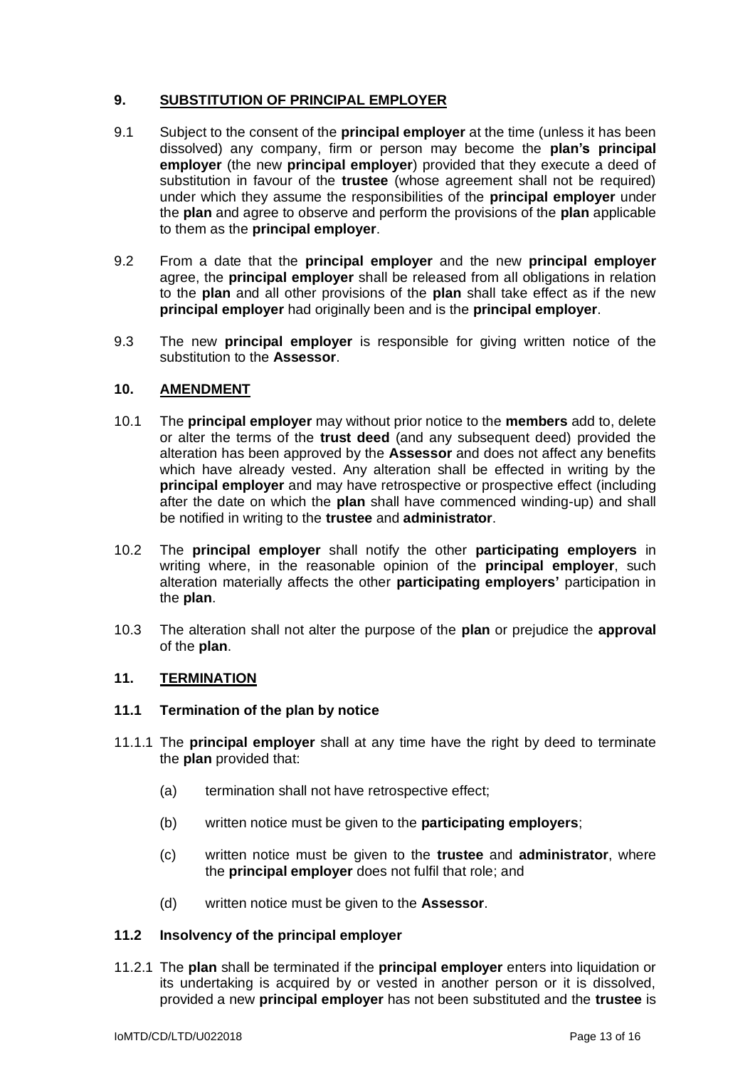## 9. SUBSTITUTION OF PRINCIPAL EMPLOYER

9.1 Subject to the consent of the **principal employer** at the time (unless it has been dissolved) any company, firm or person may become the **plan's principal employer** (the new **principal employer**) provided that they execute a deed of substitution in favour of the **trustee** (whose agreement shall not be required) under which they assume the responsibilities of the **principal employer** under the **plan** and agree to observe and perform the provisions of the **plan** applicable to them as the **principal employer**.

9.2 From a date that the **principal employer** and the new **principal employer** agree, the **principal employer** shall be released from all obligations in relation to the **plan** and all other provisions of the **plan** shall take effect as if the new **principal employer** had originally been and is the **principal employer**.

9.3 The new **principal employer** is responsible for giving written notice of the substitution to the **Assessor**.

## 10. AMENDMENT

10.1 The **principal employer** may without prior notice to the **members** add to, delete or alter the terms of the **trust deed** (and any subsequent deed) provided the alteration has been approved by the **Assessor** and does not affect any benefits which have already vested. Any alteration shall be effected in writing by the **principal employer** and may have retrospective or prospective effect (including after the date on which the **plan** shall have commenced winding-up) and shall be notified in writing to the **trustee** and **administrator**.

10.2 The **principal employer** shall notify the other **participating employers** in writing where, in the reasonable opinion of the **principal employer**, such alteration materially affects the other **participating employers'** participation in the **plan**.

10.3 The alteration shall not alter the purpose of the **plan** or prejudice the **approval** of the **plan**.

## 11. TERMINATION

### 11.1 Termination of the plan by notice

11.1.1 The **principal employer** shall at any time have the right by deed to terminate the **plan** provided that:

(a) termination shall not have retrospective effect;

(b) written notice must be given to the **participating employers**;

(c) written notice must be given to the **trustee** and **administrator**, where the **principal employer** does not fulfil that role; and

(d) written notice must be given to the **Assessor**.

### 11.2 Insolvency of the principal employer

11.2.1 The **plan** shall be terminated if the **principal employer** enters into liquidation or its undertaking is acquired by or vested in another person or it is dissolved, provided a new **principal employer** has not been substituted and the **trustee** is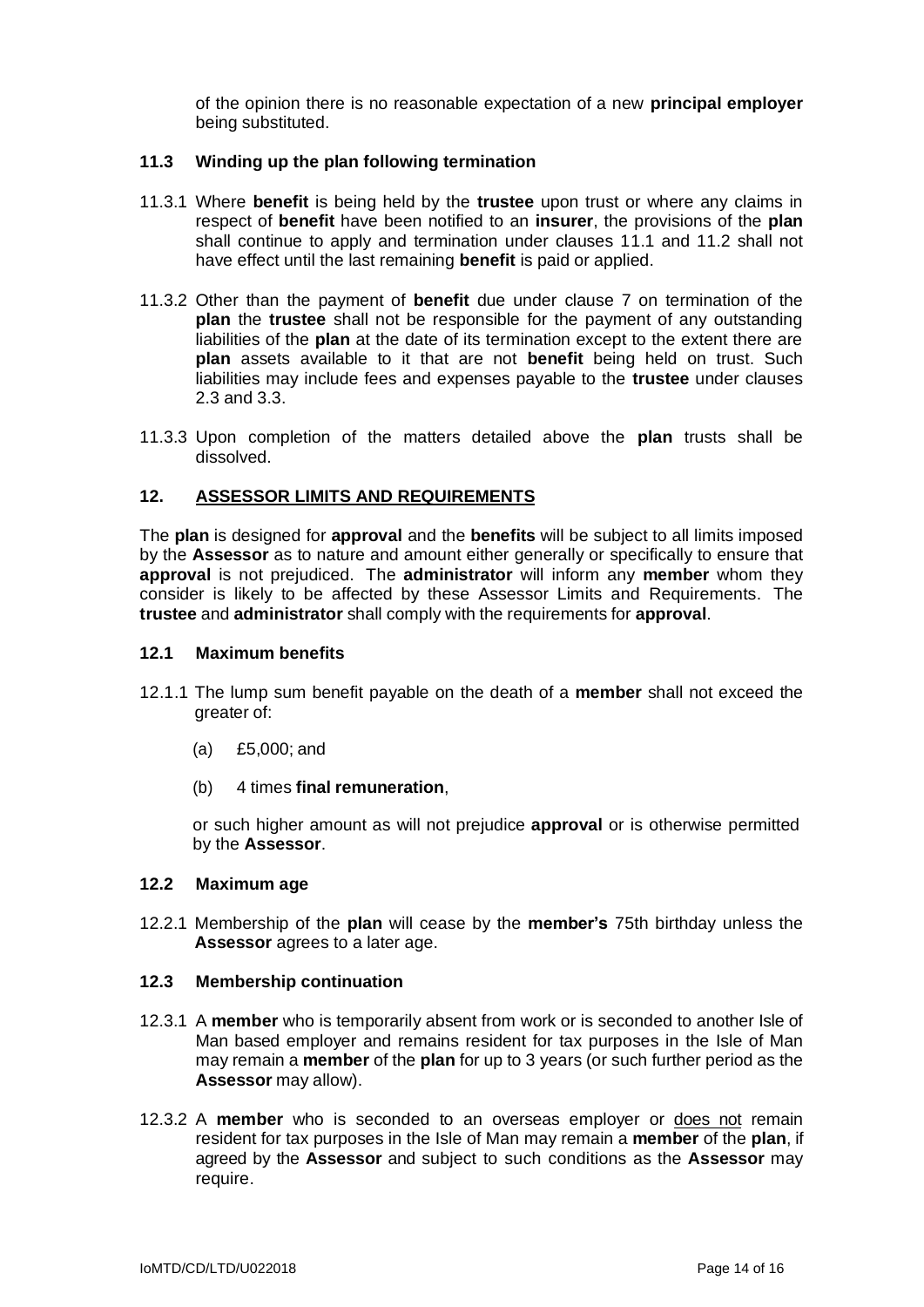of the opinion there is no reasonable expectation of a new **principal employer** being substituted.

### 11.3 Winding up the plan following termination

11.3.1 Where **benefit** is being held by the **trustee** upon trust or where any claims in respect of **benefit** have been notified to an **insurer**, the provisions of the **plan** shall continue to apply and termination under clauses 11.1 and 11.2 shall not have effect until the last remaining **benefit** is paid or applied.

11.3.2 Other than the payment of **benefit** due under clause 7 on termination of the **plan** the **trustee** shall not be responsible for the payment of any outstanding liabilities of the **plan** at the date of its termination except to the extent there are **plan** assets available to it that are not **benefit** being held on trust. Such liabilities may include fees and expenses payable to the **trustee** under clauses 2.3 and 3.3.

11.3.3 Upon completion of the matters detailed above the **plan** trusts shall be dissolved.

## 12. ASSESSOR LIMITS AND REQUIREMENTS

The **plan** is designed for **approval** and the **benefits** will be subject to all limits imposed by the **Assessor** as to nature and amount either generally or specifically to ensure that **approval** is not prejudiced. The **administrator** will inform any **member** whom they consider is likely to be affected by these Assessor Limits and Requirements. The **trustee** and **administrator** shall comply with the requirements for **approval**.

### 12.1 Maximum benefits

12.1.1 The lump sum benefit payable on the death of a **member** shall not exceed the greater of:

(a) £5,000; and

(b) 4 times **final remuneration**,

or such higher amount as will not prejudice **approval** or is otherwise permitted by the **Assessor**.

### 12.2 Maximum age

12.2.1 Membership of the **plan** will cease by the **member's** 75th birthday unless the **Assessor** agrees to a later age.

### 12.3 Membership continuation

12.3.1 A **member** who is temporarily absent from work or is seconded to another Isle of Man based employer and remains resident for tax purposes in the Isle of Man may remain a **member** of the **plan** for up to 3 years (or such further period as the **Assessor** may allow).

12.3.2 A **member** who is seconded to an overseas employer or <u>does not</u> remain resident for tax purposes in the Isle of Man may remain a **member** of the **plan**, if agreed by the **Assessor** and subject to such conditions as the **Assessor** may require.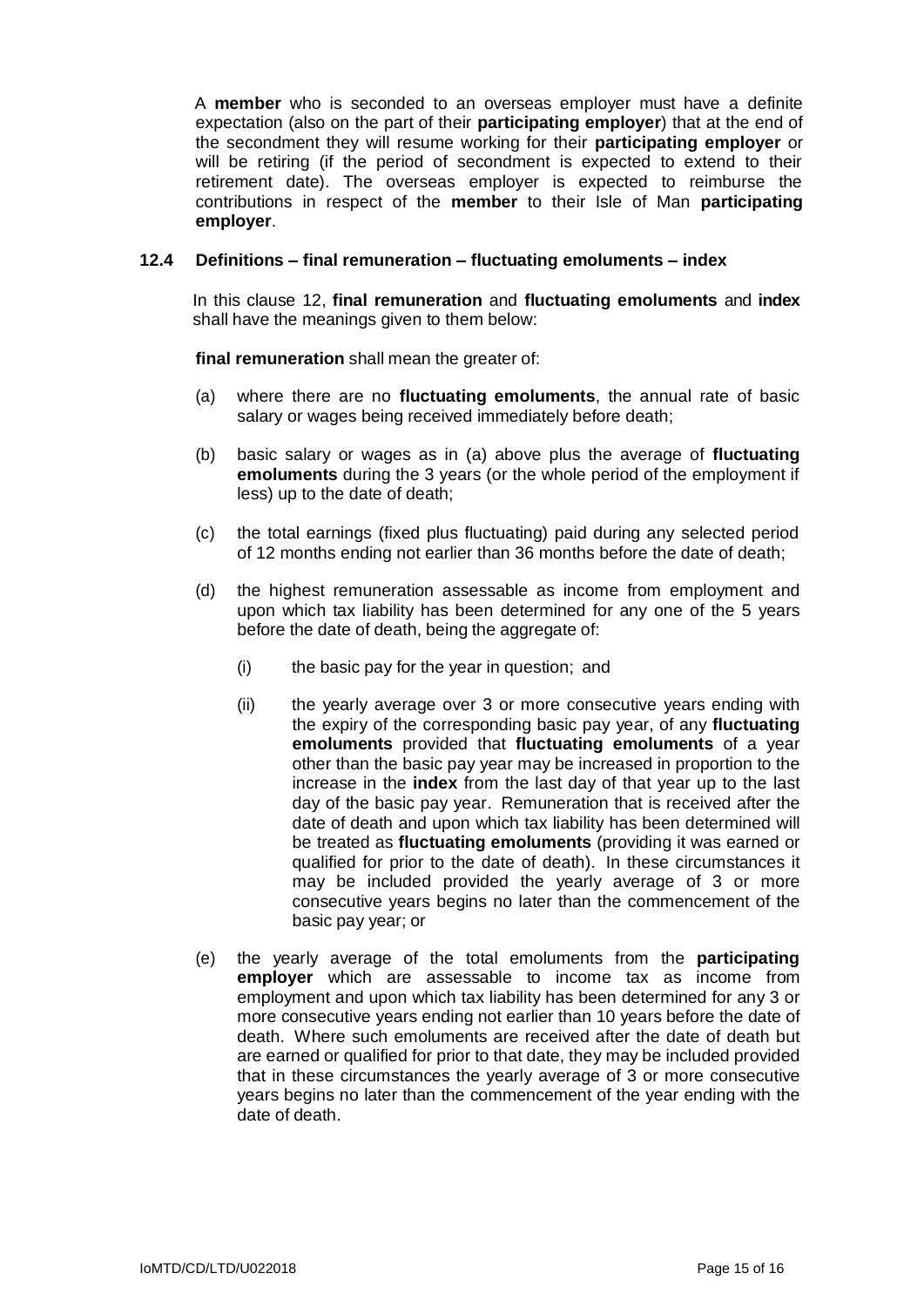A **member** who is seconded to an overseas employer must have a definite expectation (also on the part of their **participating employer**) that at the end of the secondment they will resume working for their **participating employer** or will be retiring (if the period of secondment is expected to extend to their retirement date). The overseas employer is expected to reimburse the contributions in respect of the **member** to their Isle of Man **participating employer**.

### 12.4 Definitions – final remuneration – fluctuating emoluments – index

In this clause 12, **final remuneration** and **fluctuating emoluments** and **index** shall have the meanings given to them below:

**final remuneration** shall mean the greater of:

(a) where there are no **fluctuating emoluments**, the annual rate of basic salary or wages being received immediately before death;

(b) basic salary or wages as in (a) above plus the average of **fluctuating emoluments** during the 3 years (or the whole period of the employment if less) up to the date of death;

(c) the total earnings (fixed plus fluctuating) paid during any selected period of 12 months ending not earlier than 36 months before the date of death;

(d) the highest remuneration assessable as income from employment and upon which tax liability has been determined for any one of the 5 years before the date of death, being the aggregate of:

   (i) the basic pay for the year in question; and

   (ii) the yearly average over 3 or more consecutive years ending with the expiry of the corresponding basic pay year, of any **fluctuating emoluments** provided that **fluctuating emoluments** of a year other than the basic pay year may be increased in proportion to the increase in the **index** from the last day of that year up to the last day of the basic pay year. Remuneration that is received after the date of death and upon which tax liability has been determined will be treated as **fluctuating emoluments** (providing it was earned or qualified for prior to the date of death). In these circumstances it may be included provided the yearly average of 3 or more consecutive years begins no later than the commencement of the basic pay year; or

(e) the yearly average of the total emoluments from the **participating employer** which are assessable to income tax as income from employment and upon which tax liability has been determined for any 3 or more consecutive years ending not earlier than 10 years before the date of death. Where such emoluments are received after the date of death but are earned or qualified for prior to that date, they may be included provided that in these circumstances the yearly average of 3 or more consecutive years begins no later than the commencement of the year ending with the date of death.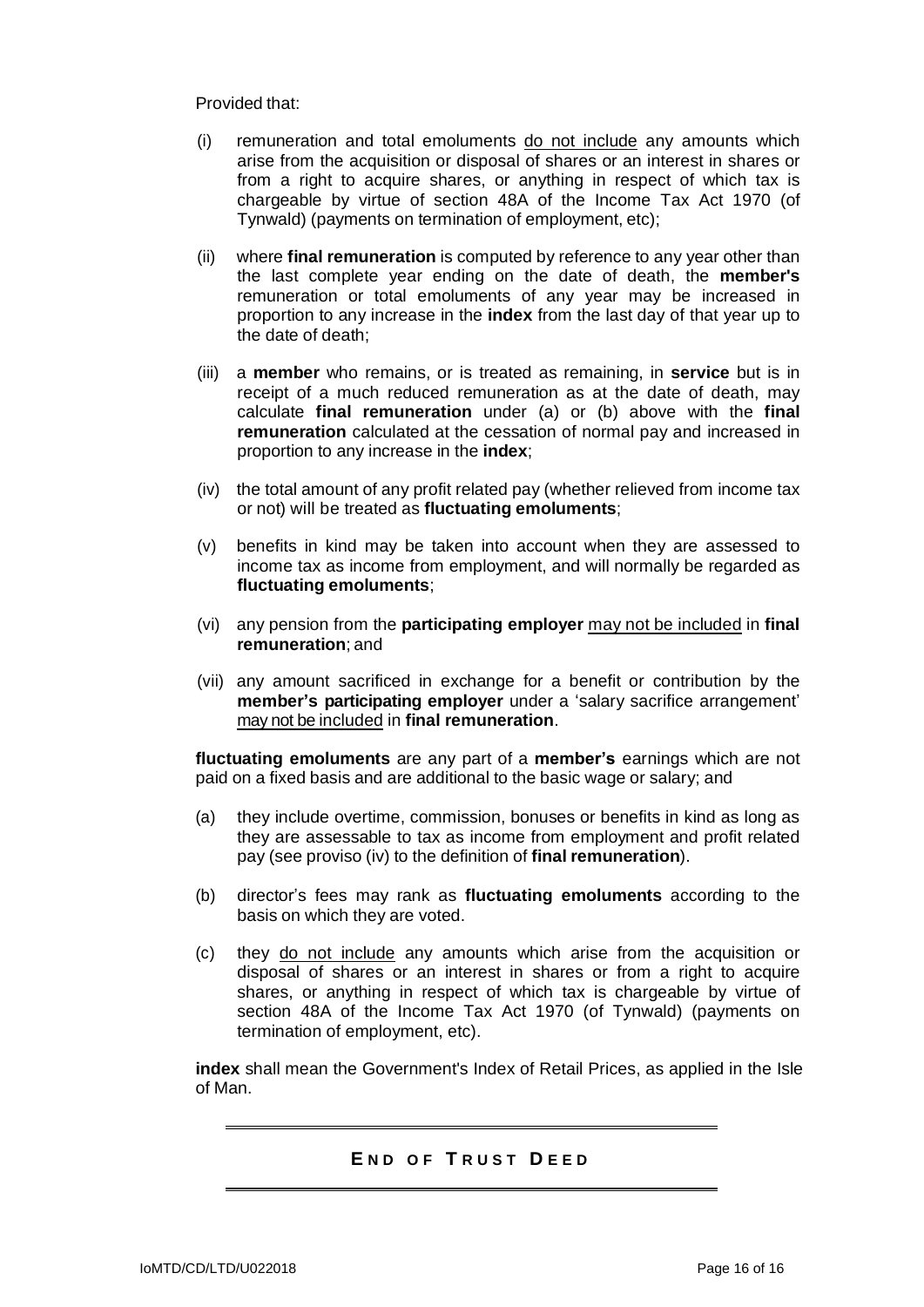Provided that:

(i) remuneration and total emoluments <u>do not include</u> any amounts which arise from the acquisition or disposal of shares or an interest in shares or from a right to acquire shares, or anything in respect of which tax is chargeable by virtue of section 48A of the Income Tax Act 1970 (of Tynwald) (payments on termination of employment, etc);

(ii) where **final remuneration** is computed by reference to any year other than the last complete year ending on the date of death, the **member's** remuneration or total emoluments of any year may be increased in proportion to any increase in the **index** from the last day of that year up to the date of death;

(iii) a **member** who remains, or is treated as remaining, in **service** but is in receipt of a much reduced remuneration as at the date of death, may calculate **final remuneration** under (a) or (b) above with the **final remuneration** calculated at the cessation of normal pay and increased in proportion to any increase in the **index**;

(iv) the total amount of any profit related pay (whether relieved from income tax or not) will be treated as **fluctuating emoluments**;

(v) benefits in kind may be taken into account when they are assessed to income tax as income from employment, and will normally be regarded as **fluctuating emoluments**;

(vi) any pension from the **participating employer** <u>may not be included</u> in **final remuneration**; and

(vii) any amount sacrificed in exchange for a benefit or contribution by the **member's participating employer** under a 'salary sacrifice arrangement' <u>may not be included</u> in **final remuneration**.

**fluctuating emoluments** are any part of a **member's** earnings which are not paid on a fixed basis and are additional to the basic wage or salary; and

(a) they include overtime, commission, bonuses or benefits in kind as long as they are assessable to tax as income from employment and profit related pay (see proviso (iv) to the definition of **final remuneration**).

(b) director's fees may rank as **fluctuating emoluments** according to the basis on which they are voted.

(c) they <u>do not include</u> any amounts which arise from the acquisition or disposal of shares or an interest in shares or from a right to acquire shares, or anything in respect of which tax is chargeable by virtue of section 48A of the Income Tax Act 1970 (of Tynwald) (payments on termination of employment, etc).

**index** shall mean the Government's Index of Retail Prices, as applied in the Isle of Man.

---

**END OF TRUST DEED**

---